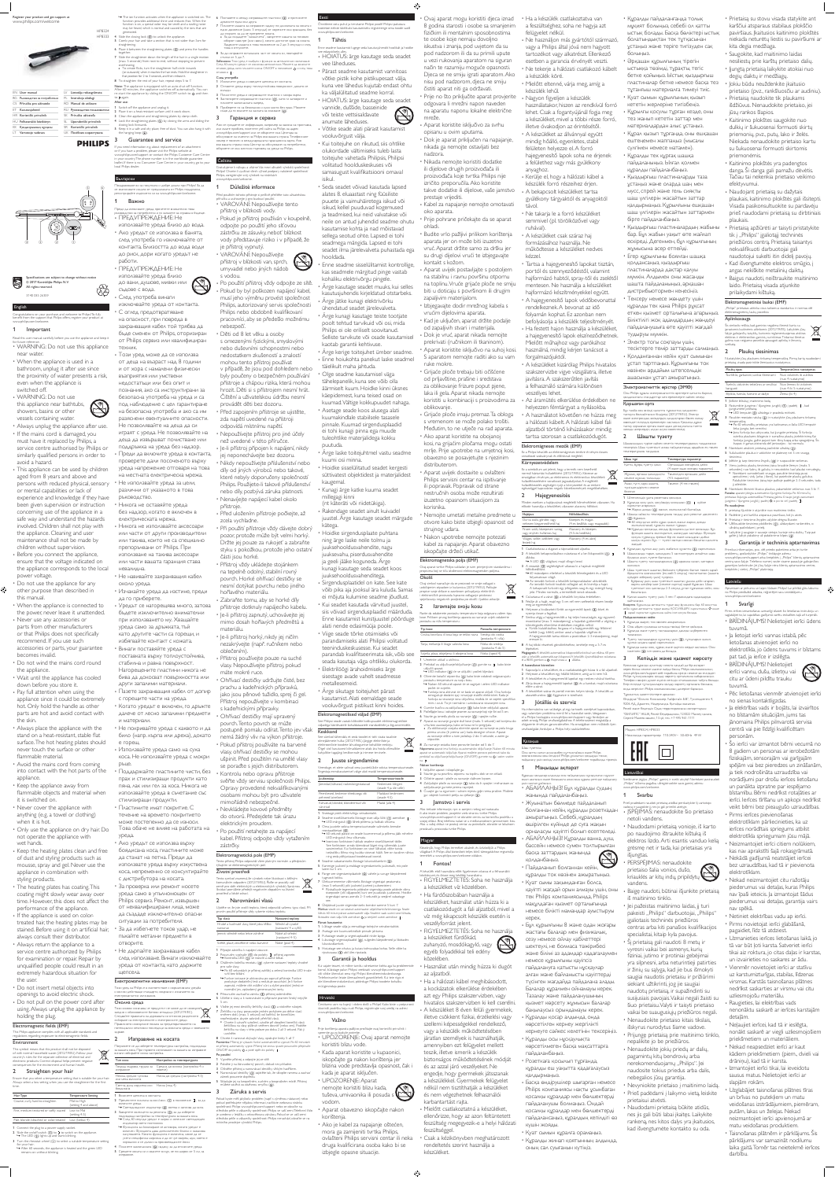Register your product and get support at
www.philips.com/welcome

HP8329
HP8333

| | | | |
|---|---|---|---|
| EN | User manual | LT | Lietuviškai |
| BG | Ръководство за потребителя | LV | Latviešu |
| CS | Příručka pro uživatele | PL | Polski |
| ET | Kasutusjuhend | RO | Română |
| HR | Korisnički priručnik | RU | Русский |
| HU | Felhasználói kézikönyv | SK | Slovensky |
| KK | Қолданушы нұсқаулығы | SL | Slovenščina |
| | | SR | Srpski |
| | | UK | Українська |

PHILIPS

Specifications are subject to change without notice
© 2013 Koninklijke Philips N.V.
All rights reserved.

## English

Congratulations on your purchase, and welcome to Philips! To fully benefit from the support that Philips offers, register your product at www.philips.com/welcome.

### 1 Important

Read this user manual carefully before you use the appliance and keep it for future reference.

- WARNING: Do not use this appliance near water.
- When the appliance is used in a bathroom, unplug it after use since the proximity of water presents a risk, even when the appliance is switched off.
- WARNING: Do not use this appliance near bathtubs, showers, basins or other vessels containing water.
- Always unplug the appliance after use.
- If the mains cord is damaged, you must have it replaced by Philips, a service centre authorized by Philips or similarly qualified persons in order to avoid a hazard.
- This appliance can be used by children aged from 8 years and above and persons with reduced physical, sensory or mental capabilities or lack of experience and knowledge if they have been given supervision or instruction concerning use of the appliance in a safe way and understand the hazards involved. Children shall not play with the appliance. Cleaning and user maintenance shall not be made by children without supervision.
- Before you connect the appliance, ensure that the voltage indicated on the appliance corresponds to the local power voltage.
- Do not use the appliance for any other purpose than described in this manual.
- When the appliance is connected to the power, never leave it unattended.
- Never use any accessories or parts from other manufacturers or that Philips does not specifically recommend. If you use such accessories or parts, your guarantee becomes invalid.
- Do not wind the mains cord round the appliance.
- Wait until the appliance has cooled down before you store it.
- Pay full attention when using the appliance since it could be extremely hot. Only hold the handle as other parts are hot and avoid contact with the skin.
- Always place the appliance with the stand on a heat-resistant, stable flat surface. The hot heating plates should never touch the surface or other flammable material.
- Avoid the mains cord from coming into contact with the hot parts of the appliance.
- Keep the appliance away from flammable objects and material when it is switched on.
- Never cover the appliance with anything (e.g. a towel or clothing) when it is hot.
- Only use the appliance on dry hair. Do not operate the appliance with wet hands.
- Keep the heating plates clean and free of dust and styling products such as mousse, spray and gel. Never use the appliance in combination with styling products.
- The heating plates has coating. This coating might slowly wear away over time. However, this does not affect the performance of the appliance.
- If the appliance is used on color-treated hair, the heating plates may be stained. Before using it on artificial hair, always consult their distributor.
- Always return the appliance to a service centre authorized by Philips for examination or repair. Repair by unqualified people could result in an extremely hazardous situation for the user.
- Do not insert metal objects into openings to avoid electric shock.
- Do not pull on the power cord after using. Always unplug the appliance by holding the plug.

**Electromagnetic fields (EMF)**

This Philips appliance complies with all applicable standards and regulations regarding exposure to electromagnetic fields.

**Environment**

This symbol means that the product shall not be disposed of with normal household waste (2012/19/EU). Follow your country's rules for the separate collection of electrical and electronic products. Correct disposal helps prevent negative consequences for the environment and human health.

### 2 Straighten your hair

Ensure that you select a temperature setting that is suitable for your hair. Always select a low setting when you use the straightener for the first time.

| Hair Type | Temperature Setting |
|---|---|
| Thick, curly or hard to straighten | Mid to High (setting 4 and above) |
| Fine, medium textured or slightly wavy | Low to Mid (setting 4-5) |
| Fair, blonde bleached or color-treated | Low (below 3) |

1. Connect the plug to a power supply socket.
2. Slide the switch lock (②) to ⏻ to switch on the appliance.
   » The LED (③) lights up and starts blinking.
3. Turn the temperature wheel (⑤) to select a suitable temperature setting for your hair.
   » After 60 seconds, the appliance is heated and the green LED remains on without blinking.
   » The set function activated when the appliance is switched on. This function provides additional shine and reduces frizz. When the function is on, a special odor may be smelt and a crackling noise may be heard, which is normal and caused by the ions that are generated.
4. Slide the closing lock (④) to unlock the appliance.
5. Comb your hair and take a section that is not wider than 5cm for straightening.
6. Place it between the straightening plates (①) and press the handles together.
7. Slide the straightener down the length of the hair in a single motion (max. 5 seconds) from root to end, without stopping, to prevent overheating.
   - To create flicks, turn the straightener half-circle inwards (or outwards) when it reaches the hair ends. Hold the straightener in this position for 2 to 3 seconds, and then release it.
8. To straighten the rest of your hair, repeat steps 5 to 7.

**Note:** The appliance is equipped with an auto shut-off function. After 60 minutes, the appliance switches off automatically. You can re-start the appliance by sliding the ON/OFF switch lock to ⏻ and then back.

**After use:**

1. Switch off the appliance and unplug it.
2. Place it on a heat-resistant surface until it cools down.
3. Clean the appliance and straightening plates by damp cloth.
4. Lock the straightening plates (④) by closing the lock and sliding the closing lock forwards.
5. Keep it in a safe and dry place, free of dust. You can also hang it with the hanging loop (⑥).

### 3 Guarantee and service

If you need information e.g. about replacement of an attachment or if you have a problem, please visit the Philips website at www.philips.com/support or contact the Philips Customer Care Centre in your country (the phone number is in the worldwide guarantee leaflet). If there is no Consumer Care Centre in your country, go to your local Philips dealer.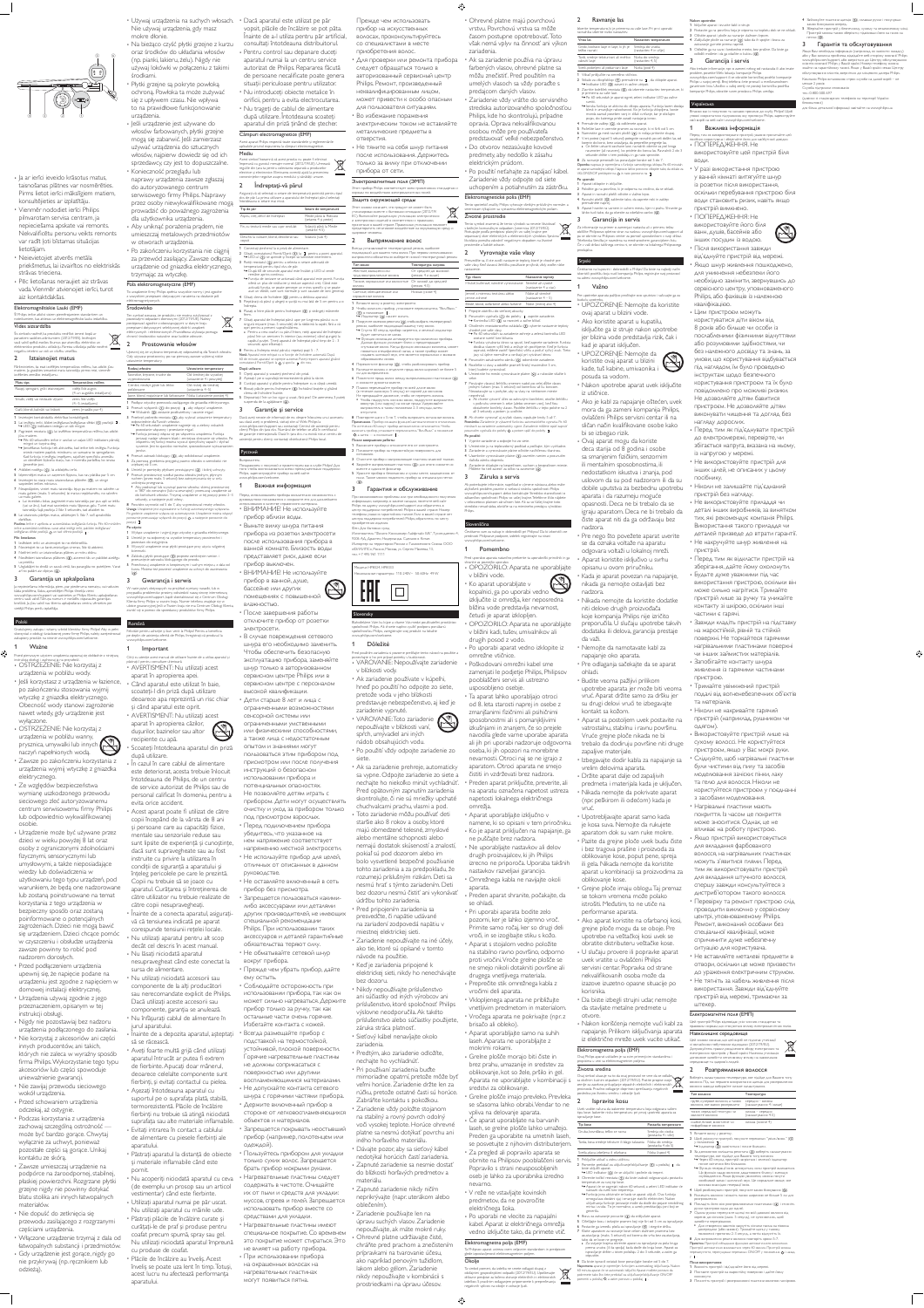• Ja ar ierīci ievedo krāsotus matus, taisnošanas plātnes var nosmērēties. Pirms lietot ierīci mākslīgiem matiem, konsultējieties ar izplatītāju.
• Vienmēr nododiet ierīci Philips pilnvarotam servisa centram, ja nepieciešama apskate vai remonts. Nekvalificētu personu veikts remonts var radīt ļoti bīstamas situācijas lietotājam.
• Neievietojiet atverēs metāla priekšmetus, lai izvairītos no elektriskās strāvas trieciena.
• Pēc lietošanas neraujiet aiz strāvas vada. Vienmēr atvienojiet ierīci turot aiz kontaktdakšas.

## Elektromagnētiskie lauki (EMF)

## Vides aizsardzība

## 2 Iztaisnojiet matus

### Pēc lietošanas

## 3 Garantija un apkalpošana

# Polski

## 1 Ważne

Przed pierwszym użyciem urządzenia zapoznaj się dokładnie z instrukcją obsługi i zachowaj ją na przyszłość.

• OSTRZEŻENIE: Nie korzystaj z urządzenia w pobliżu wody.
• Jeśli korzystasz z urządzenia w łazience, po zakończeniu stosowania wyjmij wtyczkę z gniazdka elektrycznego. Obecność wody stanowi zagrożenie nawet wtedy gdy urządzenie jest wyłączone.
• OSTRZEŻENIE: Nie korzystaj z urządzenia w pobliżu wanny, prysznica, umywalki lub innych naczyń napełnionych wodą.
• Zawsze po zakończeniu korzystania z urządzenia wyjmij wtyczkę z gniazdka elektrycznego.
• Ze względów bezpieczeństwa wymianę uszkodzonego przewodu sieciowego zleć autoryzowanemu centrum serwisowemu firmy Philips lub odpowiednio wykwalifikowanej osobie.
• Urządzenie może być używane przez dzieci w wieku powyżej 8 lat oraz osoby z ograniczonymi zdolnościami fizycznymi, sensorycznymi lub umysłowymi, a także nieposiadające wiedzy lub doświadczenia w użytkowaniu tego typu urządzeń pod warunkiem, że będą one nadzorowane lub zostaną poinstruowane na temat korzystania z tego urządzenia w bezpieczny sposób oraz zostaną poinformowane o potencjalnych zagrożeniach. Dzieci nie mogą bawić się urządzeniem. Dzieci chcące pomóc w czyszczeniu i obsłudze urządzenia zawsze powinny to robić pod nadzorem dorosłych.
• Przed podłączeniem urządzenia upewnij się, że napięcie podane na urządzeniu jest zgodne z napięciem w domowej instalacji elektrycznej.
• Urządzenia używaj zgodnie z jego przeznaczeniem, opisanym w tej instrukcji obsługi.
• Nigdy nie pozostawiaj bez nadzoru urządzenia podłączonego do zasilania.
• Nie korzystaj z akcesoriów ani części innych producentów ani takich, których nie zaleca w wyraźny sposób firma Philips. Wykorzystanie tego typu akcesoriów lub części spowoduje unieważnienie gwarancji.
• Nie zawijaj przewodu sieciowego wokół urządzenia.
• Przed schowaniem urządzenia odczekaj, aż ostygnie.
• Podczas korzystania z urządzenia zachowaj szczególną ostrożność — może być bardzo gorące. Urządzenie trzymaj tylko za uchwyt, ponieważ pozostałe części są gorące. Unikaj kontaktu ze skórą.
• Zawsze umieszczaj urządzenie na podpórce na żaroodpornej, stabilnej, płaskiej powierzchni. Rozgrzane płytki grzejne nigdy nie powinny dotykać blatu stołu ani innych łatwopalnych materiałów.
• Nie dopuść do zetknięcia się przewodu zasilającego z rozgrzanymi częściami urządzenia.
• Włączone urządzenie trzymaj z dala od łatwopalnych substancji i przedmiotów.
• Gdy urządzenie jest gorące, nigdy go nie przykrywaj (np. ręcznikiem lub odzieżą).
• Używaj urządzenia na suchych włosach. Nie używaj urządzenia, gdy masz mokre dłonie.
• Na bieżąco czyść płytki grzejne z kurzu oraz środków do układania włosów (np. pianki, lakieru, żelu). Nigdy nie używaj łóżkowi w połączeniu z takimi środkami.
• Płytki grzejne są pokryte powłoką ochronną. Powłoka ta może zużywać się z upływem czasu. Nie wpływa to na prawidłowe funkcjonowanie urządzenia.
• Jeśli urządzenie jest używane do włosów farbowanych, płytki grzejne mogą się zabarwić. Jeśli zamierzasz używać urządzenia do sztucznych włosów, najpierw dowiedz się od ich sprzedawcy czy jest to dopuszczalne.
• Konieczność przeglądu lub naprawy urządzenia zawsze zgłaszaj do autoryzowanego centrum serwisowego firmy Philips. Naprawy przez osoby niewykwalifikowane mogą prowadzić do powstania zagrożenia dla użytkownika urządzenia.
• Aby uniknąć porażenia prądem, nie umieszczaj metalowych przedmiotów w otworach urządzenia.
• Po zakończeniu korzystania nie ciągnij za przewód zasilający. Zawsze odłączaj urządzenie od gniazdka elektrycznego, trzymając za wtyczkę.

## Pola elektromagnetyczne (EMF)

## Środowisko

## 2 Prostowanie włosów

### Po użyciu

## 3 Gwarancja i serwis

# Română

## 1 Important

• AVERTISMENT: Nu utilizați acest aparat în apropierea apei.
• Când aparatul este utilizat în baie, deconectați-l de la priză după utilizare deoarece apa reprezintă un risc chiar și când aparatul este oprit.
• AVERTISMENT: Nu utilizați acest aparat în apropierea căzilor, duşurilor, bazinelor sau altor recipiente cu apă.
• Scoateți întotdeauna aparatul din priză după utilizare.
• În cazul în care cablul de alimentare este deteriorat, acesta trebuie înlocuit întotdeauna de Philips, de un centru de service autorizat de Philips sau de personal calificat în domeniu, pentru a evita orice accident.
• Acest aparat poate fi utilizat de către copii începând de la vârsta de 8 ani și persoane care au capacități fizice, mentale sau senzoriale reduse sau sunt lipsite de experiență și cunoștințe, dacă sunt supravegheate sau au fost instruite cu privire la utilizarea în condiții de siguranță a aparatului și înțeleg pericolele pe care le prezintă. Copiii nu trebuie să se joace cu aparatul. Curățarea și întreținerea de către utilizator nu trebuie realizate de către copii nesupravegheați.
• Înainte de a conecta aparatul, asigurați-vă că tensiunea indicată pe aparat corespunde tensiunii rețelei locale.
• Nu utilizați aparatul pentru alt scop decât cel descris în acest manual.
• Nu lăsați niciodată aparatul nesupravegheat când este conectat la sursa de alimentare.
• Nu utilizați niciodată accesorii sau componente de la alți producători sau nerecomandate explicit de Philips. Dacă utilizați aceste accesorii sau componente, garanția se anulează.
• Nu înfășurați cablul de alimentare în jurul aparatului.
• Înainte de a depozita aparatul, așteptați să se răcească.
• Aveți foarte mult grijă când utilizați aparatul întrucât ar putea fi extrem de fierbinte. Apucați doar mânerul, deoarece celelalte componente sunt fierbinți, și evitați contactul cu pielea.
• Așezați întotdeauna aparatul cu suportul pe o suprafață plată, stabilă, termorezistentă. Plăcile de încălzire fierbinți nu trebuie să atingă niciodată suprafața sau alte materiale inflamabile.
• Evitați intrarea în contact a cablului de alimentare cu piesele fierbinți ale aparatului.
• Păstrați aparatul la distanță de obiecte și materiale inflamabile când este pornit.
• Nu acoperiți niciodată aparatul cu ceva (de exemplu cu prosop sau un articol vestimentar) când este fierbinte.
• Utilizați aparatul numai pe păr uscat. Nu utilizați aparatul cu mâinile ude.
• Păstrați plăcile de încălzire curate și curățați-le de praf și produse pentru coafat precum spumă, spray sau gel. Nu utilizați niciodată aparatul împreună cu produse de coafat.
• Plăcile de încălzire au înveliș. Acest înveliș se poate uza lent în timp. Totuși, acest lucru nu afectează performanța aparatului.
• Dacă aparatul este utilizat pe păr vopsit, plăcile de încălzire se pot păta. Înainte de a-l utiliza pentru păr artificial, consultați întotdeauna distribuitorul.
• Pentru control sau depanare duceți aparatul numai la un centru service autorizat de Philips. Reparațiile făcute de persoane necalificate pot genera situații periculoase pentru utilizator.
• Nu introduceți obiecte metalice în orificii, pentru a evita electrocutarea.
• Nu trageți de cablul de alimentare după utilizare. Întotdeauna scoateți aparatul din priză ținând de ștecher.

## Câmpuri electromagnetice (EMF)

## Mediu

## 2 Îndreptați-vă părul

### După utilizare

## 3 Garanție și service

# Русский

## Важная информация

Перед использованием прибора внимательно ознакомьтесь с настоящим руководством пользователя и сохраните его для дальнейшего использования.

• ВНИМАНИЕ! Не используйте прибор вблизи воды.
• Выньте вилку шнура питания прибора из розетки электросети после использования прибора в ванной комнате. Близость воды представляет риск, даже если прибор выключен.
• ВНИМАНИЕ! Не используйте прибор в ванной, душе, бассейне или других помещениях с повышенной влажностью.
• После завершения работы отключите прибор от розетки электросети.
• В случае повреждения сетевого шнура его необходимо заменить. Чтобы обеспечить безопасную эксплуатацию прибора, заменяйте шнур только в авторизованном сервисном центре Philips или в сервисном центре с персоналом высокой квалификации.
• Дети старше 8 лет и лица с ограниченными возможностями сенсорной системы или ограниченными умственными или физическими способностями, а также лица с недостаточным опытом и знаниями могут пользоваться этим прибором под присмотром или после получения инструкций о безопасном использовании прибора и потенциальных опасностях. Не позволяйте детям играть с прибором. Дети могут осуществлять очистку и уход за прибором только под присмотром взрослых.
• Перед подключением прибора убедитесь, что указанное на нем номинальное напряжение соответствует напряжению местной электросети.
• Не используйте прибор для целей, отличных от описанных в данном руководстве.
• Не оставляйте включенный в сеть прибор без присмотра.
• Запрещается пользоваться какими-либо аксессуарами или деталями других производителей, не имеющих специальной рекомендации Philips. При использовании таких аксессуаров и деталей гарантийные обязательства теряют силу.
• Не обматывайте сетевой шнур вокруг прибора.
• Прежде чем убрать прибор, дайте ему остыть.
• Соблюдайте осторожность при использовании прибора, так как он может сильно нагреваться. Держите прибор только за ручку, так как остальные части очень горячие. Избегайте контакта с кожей.
• Всегда размещайте прибор с подставкой на термостойкой, устойчивой, плоской поверхности. Горячие нагревательные пластины не должны соприкасаться с поверхностью или другими воспламеняющимися материалами.
• Не допускайте контакта сетевого шнура с горячими частями прибора.
• Держите включенный прибор в стороне от легковоспламеняющихся объектов и материалов.
• Запрещается накрывать нагретый прибор (например, полотенцем или одеждой).
• Пользуйтесь прибором для укладки только сухих волос. Запрещается брать прибор мокрыми руками.
• Нагревательные пластины следует содержать в чистоте. Очищайте их от пыли и средств для укладки: муссов, спреев и гелей. Запрещается использовать прибор вместе со средствами для укладки.
• Нагревательные пластины имеют специальное покрытие. Со временем это покрытие может стираться. Это не влияет на работу прибора.
• При использовании прибора на окрашенных волосах на нагревательных пластинах могут появиться пятна. Прежде чем использовать прибор на искусственных волосах, проконсультируйтесь со специалистом в месте приобретения волос.
• Для проверки или ремонта прибора следует обращаться только в авторизованный сервисный центр Philips. Ремонт, произведенный неквалифицированным лицом, может привести к особо опасным для пользователя ситуациям.
• Во избежание поражения электрическим током не вставляйте металлические предметы в отверстия.
• Не тяните за шнур питания после использования. Держитесь только за вилку при отключении прибора от сети.

## Электромагнитные поля (ЭМП)

## Защита окружающей среды

## 2 Выпрямление волос

### После использования

## 3 Гарантия и обслуживание

# Slovensky

## 1 Dôležité

• VAROVANIE: Nepoužívajte zariadenie v blízkosti vody.
• Ak zariadenie používate v kúpeľni, hneď po použití ho odpojte zo siete, pretože voda v jeho blízkosti predstavuje nebezpečenstvo, aj keď je zariadenie vypnuté.
• VAROVANIE: Toto zariadenie nepoužívajte v blízkosti vaní, spŕch, umývadiel ani iných nádob obsahujúcich vodu.
• Po použití vždy odpojte zariadenie zo siete.
• Ak je poškodený sieťový kábel, musí ho vymeniť spoločnosť Philips, autorizované servisné stredisko spoločnosti Philips alebo podobne kvalifikovaná osoba, aby sa predišlo možnému nebezpečenstvu.
• Toto zariadenie môžu používať deti vo veku od 8 rokov a osoby so zníženými fyzickými, zmyslovými alebo mentálnymi schopnosťami alebo nedostatkom skúseností a znalostí, pokiaľ sú pod dozorom alebo boli poučené o bezpečnom používaní tohto zariadenia a rozumejú príslušným rizikám. Deti sa nesmú hrať s týmto zariadením. Deti bez dozoru nesmú čistiť ani vykonávať údržbu tohto zariadenia.
• Pred pripojením zariadenia sa presvedčte, či napätie uvádzané na zariadení zodpovedá napätiu v miestnej elektrickej sieti.
• Zariadenie nepoužívajte na iné účely, ako tie, ktoré sú opísané v tomto návode na použitie.
• Keď je zariadenie pripojené k elektrickej sieti, nikdy ho nenechávajte bez dozoru.
• Nikdy nepoužívajte príslušenstvo ani súčiastky od iných výrobcov ani príslušenstvo, ktoré spoločnosť Philips výslovne neodporúča. Ak takéto príslušenstvo alebo súčiastky použijete, záruka stráca platnosť.
• Sieťový kábel nenavíjajte okolo zariadenia.
• Predtým, ako zariadenie odložíte, nechajte ho vychladnúť.
• Pri používaní zariadenia buďte mimoriadne opatrní, pretože môže byť veľmi horúce. Zariadenie držte len za rukoväť, pretože ostatné časti sú horúce. Zabráňte kontaktu s pokožkou.
• Zariadenie vždy položte stojanom na stabilný a rovný povrch odolný voči vysokej teplote. Horúce ohrevné platne sa nesmú dotýkať povrchu ani iného horľavého materiálu.
• Dávajte pozor, aby sa sieťový kábel nedotýkal horúcich častí zariadenia.
• Zapnuté zariadenie sa nesmie dostať do blízkosti horľavých predmetov a materiálu.
• Zapnuté zariadenie nikdy ničím nezakrývajte (napr. uterákom alebo oblečením).
• Zariadenie používajte len na suchých vlasoch. Zariadenie nepoužívajte, ak máte mokré ruky.
• Ohrevné platne udržiavajte čisté, chráňte pred prachom a znečistením prípravkami na tvarovanie účesu, ako napríklad penovým tužidlom, lakom alebo gélom. Zariadenie nikdy nepoužívajte v kombinácii s prostriedkami na úpravu účesov.
• Ohrevné platne majú povrchovú vrstvu. Povrchová vrstva sa môže časom postupne opotrebovať. Toto však nemá vplyv na činnosť a výkon zariadenia.
• Ak sa zariadenie používa na farbených vlasoch, ohrevné platne sa môžu zafarbiť. Pred použitím na umelých vlasoch sa vždy poraďte s predajcom daných vlasov.
• Zariadenie vždy vráťte do servisného strediska autorizovaného spoločnosťou Philips, kde ho skontrolujú, prípadne opravia. Oprava nekvalifikovanou osobou môže pre používateľa predstavovať veľké nebezpečenstvo.
• Do otvorov nezasúvajte kovové predmety, aby nedošlo k zásahu elektrickým prúdom.
• Po použití neťahajte za napájací kábel. Zariadenie vždy odpojte od siete uchopením a potiahnutím za zástrčku.

## Elektromagnetické polia (EMF)

## Životné prostredie

## 2 Rovnanie vlasov

### Po použití

## 3 Záruka a servis

# Slovenščina

## 1 Pomembno

• OPOZORILO: Aparata ne uporabljajte v bližini vode.
• Ko aparat uporabljate v kopalnici, ga po uporabi vedno izključite iz omrežja, ker neposredna bližina vode predstavlja nevarnost, četudi je aparat izključen.
• OPOZORILO: Aparata ne uporabljajte v bližini kadi, tušev, umivalnikov ali drugih posod z vodo.
• Po uporabi aparat vedno izklopite iz omrežne vtičnice.
• Poškodovani omrežni kabel sme zamenjati le podjetje Philips, Philipsov pooblaščeni servis ali ustrezno usposobljeno osebje.
• Ta aparat lahko uporabljajo otroci od 8. leta starosti naprej in osebe z zmanjšanimi fizičnimi ali psihičnimi sposobnostmi ali s pomanjkljivimi izkušnjami in znanjem, če so pod nadzorom ali so prejele navodila glede varne uporabe aparata ali jim so razložene morebitne nevarnosti. Otroci se ne smejo igrati z aparatom. Otroci aparata ne smejo čistiti in vzdrževati brez nadzora.
• Preden aparat priključite, preverite, ali je napetost, navedena na aparatu, enaka napetosti lokalnega električnega omrežja.
• Aparata ne uporabljajte v druge namene, kot je opisano v tem priročniku.
• Ko je aparat priključen na napajanje, ga ne puščajte brez nadzora.
• Ne uporabljajte nastavkov ali delov drugih proizvajalcev, ki jih Philips izrecno ne priporoča. Uporaba takšnih nastavkov razveljavi garancijo.
• Omrežnega kabla ne navijajte okoli aparata.
• Preden aparat shranite, počakajte, da se ohladi.
• Pri uporabi aparata bodite zelo pozorni, ker je lahko zelo vroč. Primite samo ročaj, ker so drugi deli vroči, in se izogibajte stiku s kožo.
• Aparat s stojalom vedno postavite na stabilno ravno površino, odporno proti vročini. Vroče grelne plošče se ne smejo nikoli dotikati površine ali drugega vnetljivega materiala.
• Preprečite stik omrežnega kabla z vročimi deli aparata.
• Vklopljen aparat ne približujte vnetljivim predmetom in materialom.
• Vročega aparata ne pokrivajte (npr. z brisačo ali oblačili).
• Aparat uporabljajte samo na suhih laseh. Aparata ne uporabljajte z mokrimi rokami.
• Grelne plošče morajo biti čiste in brez prahu, umazanije in sredstev za oblikovanje, kot so pena, pršilo in gel. Aparata ne uporabljajte v kombinaciji s sredstvi za oblikovanje.
• Grelne plošče imajo prevleko. Prevleka se sčasoma lahko obrabi. Vendar to ne vpliva na delovanje aparata.
• Če aparat uporabljate na barvanih laseh, se grelne plošče lahko umažejo. Preden ga uporabite na umetnih laseh, se posvetujte z njihovim distributerjem.
• Za pregled ali popravilo aparata se obrnite na Philipsov pooblaščeni servis. Popravila s strani nestrokovnih oseb so lahko za uporabnika izredno nevarna.
• V reže ne vstavljajte kovinskih predmetov, da ne povzročite električnega šoka.
• Po uporabi ne vlecite za napajalni kabel. Aparat iz električnega omrežja vedno izključite tako, da primete vtič.

## Elektromagnetna polja (EMF)

## Okolje

## 2 Ravnanje las

### Po uporabi

## 3 Garancija in servis

# Srpski

## 1 Važno

• UPOZORENJE: Ne koristite ovaj aparat u blizini vode.
• Ako koristite aparat u kupatilu, isključite ga iz struje nakon upotrebe jer blizina vode predstavlja rizik, čak i kad je aparat isključen.
• UPOZORENJE: Nemojte da koristite ovaj aparat u blizini kade, tuš kabine, umivaonika i drugih posuda sa vodom.
• Nakon upotrebe aparat uvek isključite iz utičnice.
• Ako je kabl za napajanje oštećen, uvek mora da ga zameni kompanija Philips, ovlašćeni Philips servisni centar ili na sličan način kvalifikovane osobe kako bi se izbegao rizik.
• Ovaj aparat mogu da koriste deca starija od 8 godina i osobe sa smanjenim fizičkim, senzornim ili mentalnim sposobnostima, ili nedostatkom iskustva i znanja, pod uslovom da su pod nadzorom ili da su dobili uputstva za bezbednu upotrebu aparata i da razumeju moguće opasnosti. Deca ne bi trebalo da se igraju aparatom. Deca ne bi trebalo da čiste aparat niti da ga održavaju bez nadzora.
• Pre nego što povežete aparat uverite se da oznaka napona na aparatu odgovara voltaži u lokalnoj mreži.
• Aparat koristite isključivo u svrhu opisanu u ovom priručniku.
• Kada je aparat povezan na napajanje, nikada ga nemojte ostavljati bez nadzora.
• Nikada nemojte da koristite dodatke niti delove drugih proizvođača koje kompanija Philips nije izričito preporučila. U slučaju upotrebe takvih dodataka ili delova, garancija prestaje da važi.
• Nemojte da namotavate kabl za napajanje oko aparata.
• Pre odlaganja sačekajte da se aparat ohladi.
• Budite veoma pažljivi prilikom upotrebe aparata jer može biti veoma vruć. Aparat držite samo za dršku jer su drugi delovi vrući te izbegavajte kontakt sa kožom.
• Aparat sa postoljem uvek postavite na vatrostalnu, stabilnu i ravnu površinu. Vruće grejne ploče nikada ne bi trebalo da dodiruju površinu niti druge zapaljive materijale.
• Izbegavajte dodir kabla za napajanje sa vrelim delovima aparata.
• Držite aparat dalje od zapaljivih predmeta i materijala kada je uključen.
• Nikada nemojte da pokrivate aparat (npr. peškirom ili odećom) kada je vruć.
• Upotrebljavajte aparat samo kada je kosa suva. Nemojte da rukujete aparatom dok su vam ruke mokre.
• Pazite da grejne ploče uvek budu čiste i bez tragova prašine i proizvoda za oblikovanje kose, poput pene, spreja ili gela. Nikada nemojte da koristite aparat u kombinaciji sa proizvodima za oblikovanje kose.
• Grejne ploče imaju oblogu. Taj premaz se tokom vremena može polako istrošiti. Međutim, to ne utiče na performanse aparata.
• Ako aparat koristite na ofarbanoj kosi, grejne ploče mogu da se oboje. Pre upotrebe na veštačkoj kosi uvek se obratite distributeru veštačke kose.
• U slučaju provere ili popravke aparat uvek vratite u ovlašćeni Philips servisni centar. Popravka od strane nekvalifikovanih osoba može da izazove izuzetno opasne situacije po korisnika.
• Da biste izbegli strujni udar, nemojte da stavljate metalne predmete u otvore.
• Nakon korišćenja nemojte vući kabl za napajanje. Prilikom isključivanja aparata iz električne mreže uvek vucite utikač.

## Elektromagnetna polja (EMF)

## Zaštita životne sredine

## 2 Ravnanje kose

### Nakon upotrebe

## 3 Garancija i servis

# Українська

## 1 Важлива інформація

• ПОПЕРЕДЖЕННЯ: Не використовуйте цей пристрій біля води.
• У разі використання пристрою у ванній кімнаті витягуйте шнур із розетки після використання, оскільки перебування пристрою біля води становить ризик, навіть якщо пристрій вимкнено.
• ПОПЕРЕДЖЕННЯ: Не використовуйте його біля ванн, душів, басейнів або інших посудин з водою.
• Після використання завжди від'єднуйте пристрій від мережі.
• Якщо шнур живлення пошкоджено, для уникнення небезпеки його необхідно замінити, звернувшись до сервісного центру, уповноваженого Philips, або фахівців із належною кваліфікацією.
• Цим пристроєм можуть користуватися діти віком від 8 років або більше чи особи з послабленими фізичними відчуттями або розумовими здібностями чи без належного досвіду та знань, за умови, що користування відбувається під наглядом чи було проведено інструктаж щодо безпечного користування пристроєм та їх було повідомлено про можливі ризики. Не дозволяйте дітям бавитися пристроєм. Не дозволяйте дітям виконувати чищення та догляд без нагляду дорослих.
• Перед тим як під'єднати пристрій до електромережі, перевірте, чи збігається напруга, вказана на ньому, з напругою у мережі.
• Не використовуйте пристрій для інших цілей, не описаних у цьому посібнику.
• Ніколи не залишайте під'єднаний пристрій без нагляду.
• Не використовуйте приладдя чи деталі інших виробників, а також ті, які не рекомендує компанія Philips. Використання такого приладдя чи деталей призведе до втрати гарантії.
• Не накручуйте шнур живлення на пристрій.
• Перед тим як відкласти пристрій на зберігання, дайте йому охолонути.
• Будьте дуже уважними під час використання пристрою, оскільки він може сильно нагрітися. Тримайте пристрій лише за ручку, оскільки інші частини є гарячими.
• Завжди кладіть пристрій на підставку на жаростійку, рівну та стійку поверхню. Не торкайтеся гарячими нагрівальними пластинами поверхні чи інших займистих матеріалів.
• Запобігайте контакту шнура живлення з гарячими частинами пристрою.
• Тримайте увімкнений пристрій подалі від легкозаймистих об'єктів та матеріалів.
• Ніколи не накривайте гарячий пристрій (наприклад, рушником чи одягом).
• Використовуйте пристрій лише на сухому волоссі. Не користуйтеся пристроєм, якщо у Вас мокрі руки.
• Слідкуйте, щоб нагрівальні пластини були чистими від пилу та засобів моделювання зачіски: піни, лаку та гелю для волосся. Ніколи не користуйтеся пристроєм у поєднанні з засобами моделювання.
• Нагрівальні пластини мають покриття. Із часом це покриття може зношуватися. Однак, це не впливає на роботу пристрою.
• Якщо пристрій використовується для вкладання фарбованого волосся, на нагрівальних пластинах можуть з'явитися плями. Перед тим як використовувати пристрій для вкладання штучного волосся, завжди консультуйтеся з дистриб'ютором такого волосся.
• Перевірку та ремонт пристрою слід проводити виключно у сервісному центрі, уповноваженому Philips. Ремонт, виконаний особами без спеціальної кваліфікації, може спричинити дуже небезпечну ситуацію для користувача.
• Не вставляйте металеві предмети в отвори, оскільки це може призвести до ураження електричним струмом.
• Не тягніть за кабель живлення після використання. Завжди від'єднуйте пристрій від мережі, тримаючи за штекер.

## Електромагнітні поля (ЕМП)

## Навколишнє середовище

## 2 Розпрямлення волосся

### Після використання

## 3 Гарантія та обслуговування